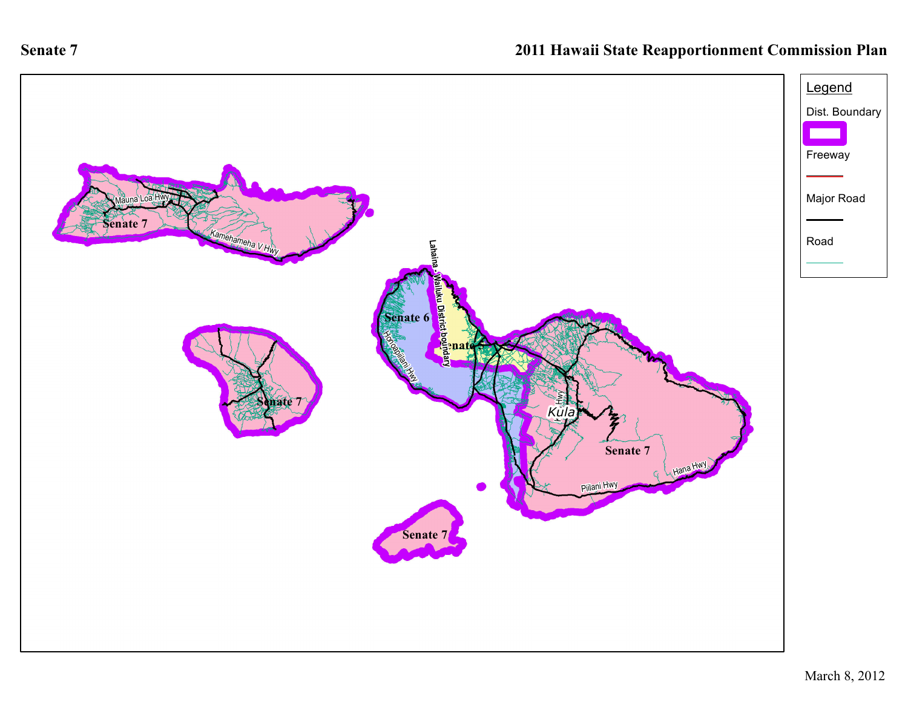Senate 7

2011 Hawaii State Reapportionment Commission Plan

Legend

Dist. Boundary

Freeway

Major Road

Road

Senate 7

Mauna Loa Hwy

Kamehameha V Hwy

Lahaina - Wailuku District boundary

Senate 6

Honoapiilani Hwy

Senate

Kula

Senate 7

Senate 7

Piilani Hwy

Hana Hwy

Senate 7

March 8, 2012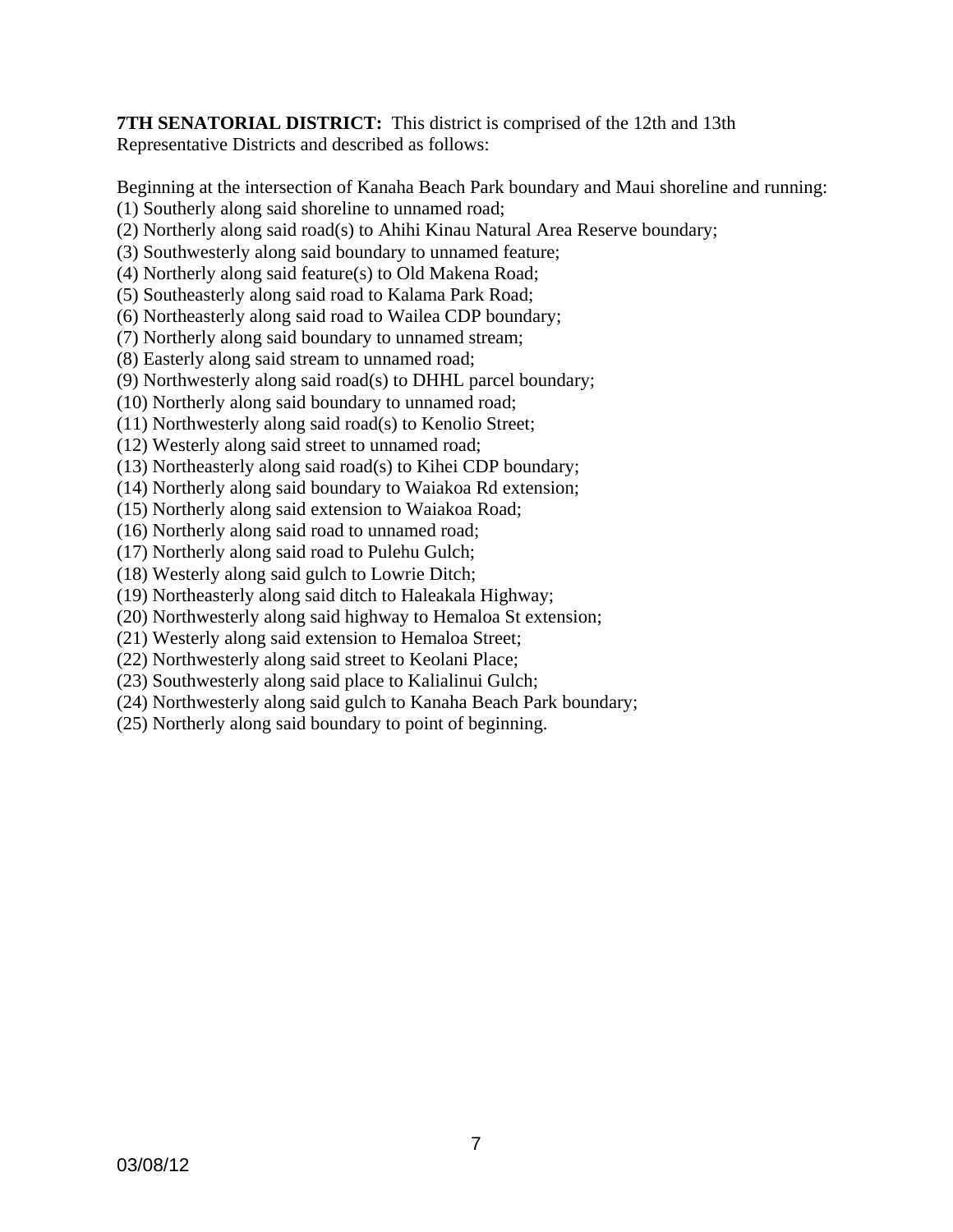**7TH SENATORIAL DISTRICT:** This district is comprised of the 12th and 13th Representative Districts and described as follows:

Beginning at the intersection of Kanaha Beach Park boundary and Maui shoreline and running:
(1) Southerly along said shoreline to unnamed road;
(2) Northerly along said road(s) to Ahihi Kinau Natural Area Reserve boundary;
(3) Southwesterly along said boundary to unnamed feature;
(4) Northerly along said feature(s) to Old Makena Road;
(5) Southeasterly along said road to Kalama Park Road;
(6) Northeasterly along said road to Wailea CDP boundary;
(7) Northerly along said boundary to unnamed stream;
(8) Easterly along said stream to unnamed road;
(9) Northwesterly along said road(s) to DHHL parcel boundary;
(10) Northerly along said boundary to unnamed road;
(11) Northwesterly along said road(s) to Kenolio Street;
(12) Westerly along said street to unnamed road;
(13) Northeasterly along said road(s) to Kihei CDP boundary;
(14) Northerly along said boundary to Waiakoa Rd extension;
(15) Northerly along said extension to Waiakoa Road;
(16) Northerly along said road to unnamed road;
(17) Northerly along said road to Pulehu Gulch;
(18) Westerly along said gulch to Lowrie Ditch;
(19) Northeasterly along said ditch to Haleakala Highway;
(20) Northwesterly along said highway to Hemaloa St extension;
(21) Westerly along said extension to Hemaloa Street;
(22) Northwesterly along said street to Keolani Place;
(23) Southwesterly along said place to Kalialinui Gulch;
(24) Northwesterly along said gulch to Kanaha Beach Park boundary;
(25) Northerly along said boundary to point of beginning.

03/08/12